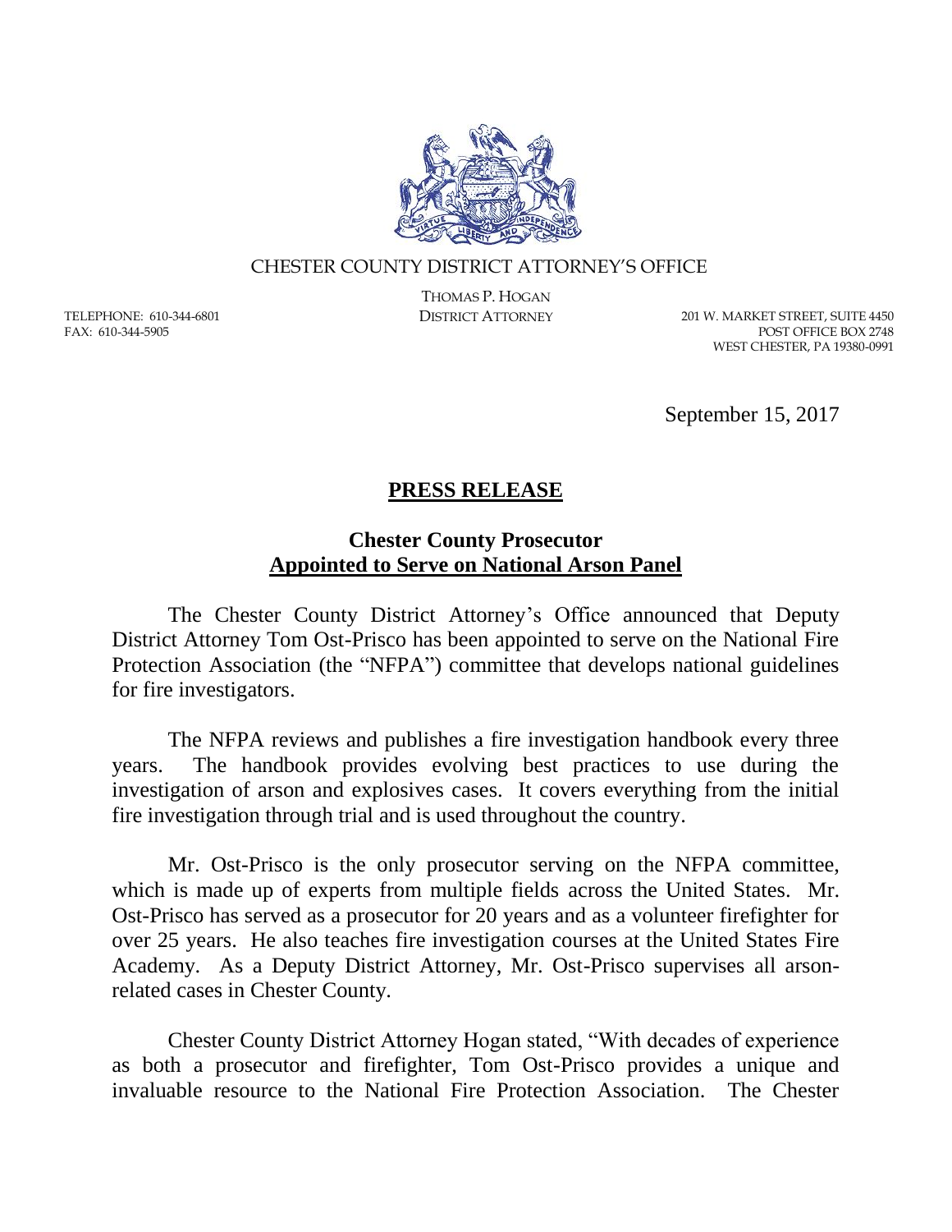CHESTER COUNTY DISTRICT ATTORNEY'S OFFICE

THOMAS P. HOGAN
DISTRICT ATTORNEY

TELEPHONE: 610-344-6801
FAX: 610-344-5905

201 W. MARKET STREET, SUITE 4450
POST OFFICE BOX 2748
WEST CHESTER, PA 19380-0991

September 15, 2017

# PRESS RELEASE

## Chester County Prosecutor Appointed to Serve on National Arson Panel

The Chester County District Attorney's Office announced that Deputy District Attorney Tom Ost-Prisco has been appointed to serve on the National Fire Protection Association (the "NFPA") committee that develops national guidelines for fire investigators.

The NFPA reviews and publishes a fire investigation handbook every three years. The handbook provides evolving best practices to use during the investigation of arson and explosives cases. It covers everything from the initial fire investigation through trial and is used throughout the country.

Mr. Ost-Prisco is the only prosecutor serving on the NFPA committee, which is made up of experts from multiple fields across the United States. Mr. Ost-Prisco has served as a prosecutor for 20 years and as a volunteer firefighter for over 25 years. He also teaches fire investigation courses at the United States Fire Academy. As a Deputy District Attorney, Mr. Ost-Prisco supervises all arson-related cases in Chester County.

Chester County District Attorney Hogan stated, "With decades of experience as both a prosecutor and firefighter, Tom Ost-Prisco provides a unique and invaluable resource to the National Fire Protection Association. The Chester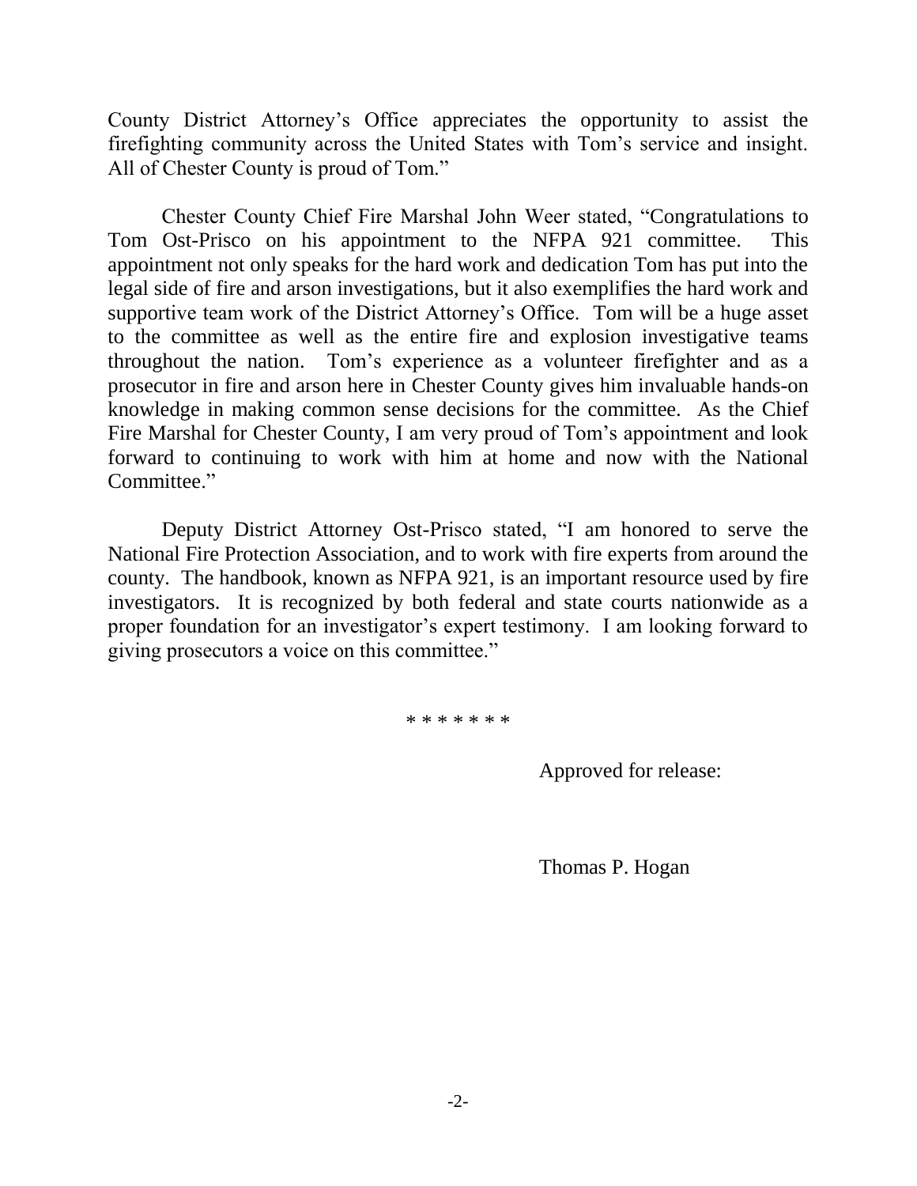County District Attorney's Office appreciates the opportunity to assist the firefighting community across the United States with Tom's service and insight. All of Chester County is proud of Tom."

Chester County Chief Fire Marshal John Weer stated, "Congratulations to Tom Ost-Prisco on his appointment to the NFPA 921 committee. This appointment not only speaks for the hard work and dedication Tom has put into the legal side of fire and arson investigations, but it also exemplifies the hard work and supportive team work of the District Attorney's Office. Tom will be a huge asset to the committee as well as the entire fire and explosion investigative teams throughout the nation. Tom's experience as a volunteer firefighter and as a prosecutor in fire and arson here in Chester County gives him invaluable hands-on knowledge in making common sense decisions for the committee. As the Chief Fire Marshal for Chester County, I am very proud of Tom's appointment and look forward to continuing to work with him at home and now with the National Committee."

Deputy District Attorney Ost-Prisco stated, "I am honored to serve the National Fire Protection Association, and to work with fire experts from around the county. The handbook, known as NFPA 921, is an important resource used by fire investigators. It is recognized by both federal and state courts nationwide as a proper foundation for an investigator's expert testimony. I am looking forward to giving prosecutors a voice on this committee."

\* \* \* \* \* \* \*

Approved for release:

Thomas P. Hogan